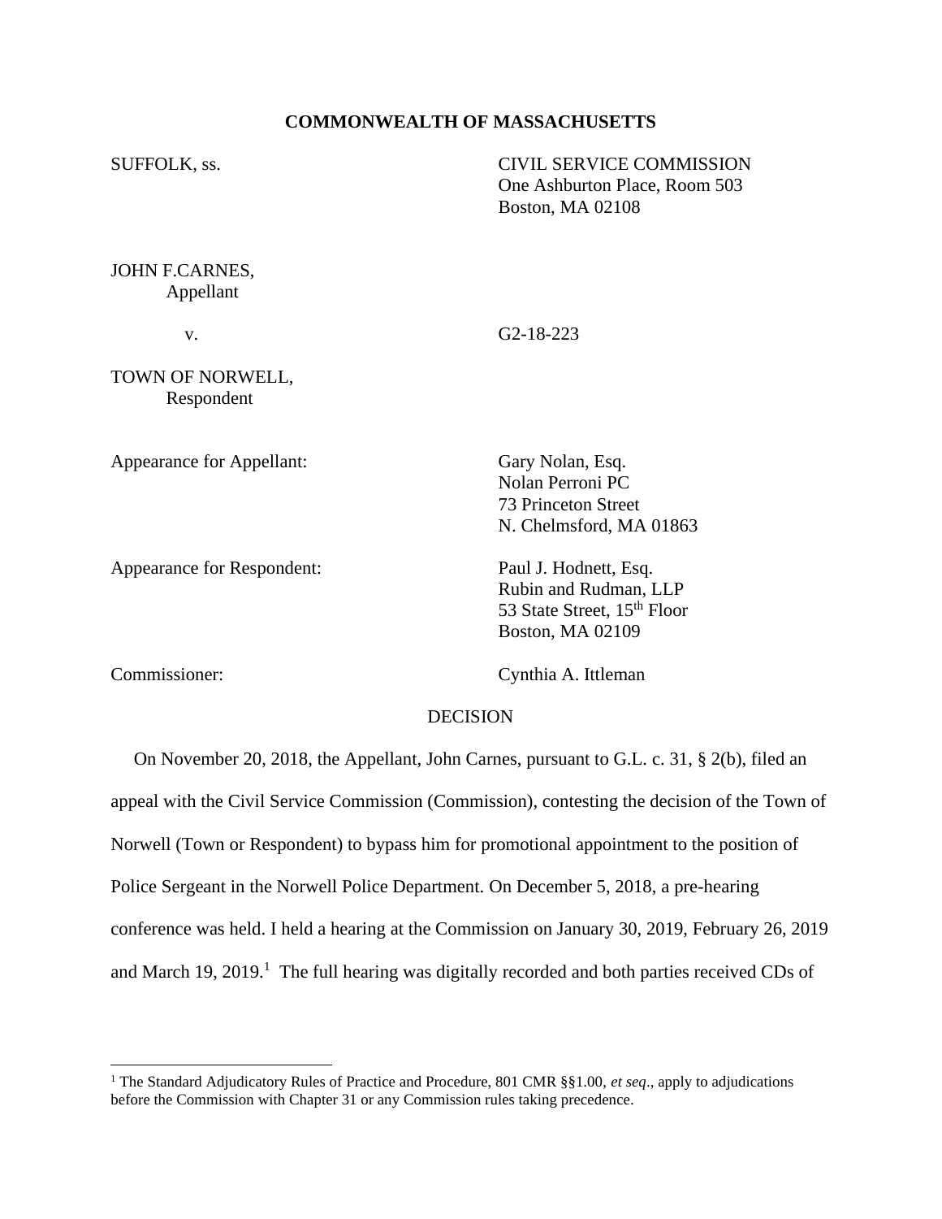**COMMONWEALTH OF MASSACHUSETTS**

SUFFOLK, ss.

CIVIL SERVICE COMMISSION
One Ashburton Place, Room 503
Boston, MA 02108

JOHN F.CARNES,
Appellant

v. G2-18-223

TOWN OF NORWELL,
Respondent

Appearance for Appellant: Gary Nolan, Esq.
Nolan Perroni PC
73 Princeton Street
N. Chelmsford, MA 01863

Appearance for Respondent: Paul J. Hodnett, Esq.
Rubin and Rudman, LLP
53 State Street, 15th Floor
Boston, MA 02109

Commissioner: Cynthia A. Ittleman

DECISION

On November 20, 2018, the Appellant, John Carnes, pursuant to G.L. c. 31, § 2(b), filed an appeal with the Civil Service Commission (Commission), contesting the decision of the Town of Norwell (Town or Respondent) to bypass him for promotional appointment to the position of Police Sergeant in the Norwell Police Department. On December 5, 2018, a pre-hearing conference was held. I held a hearing at the Commission on January 30, 2019, February 26, 2019 and March 19, 2019.[1] The full hearing was digitally recorded and both parties received CDs of

[1] The Standard Adjudicatory Rules of Practice and Procedure, 801 CMR §§1.00, *et seq*., apply to adjudications before the Commission with Chapter 31 or any Commission rules taking precedence.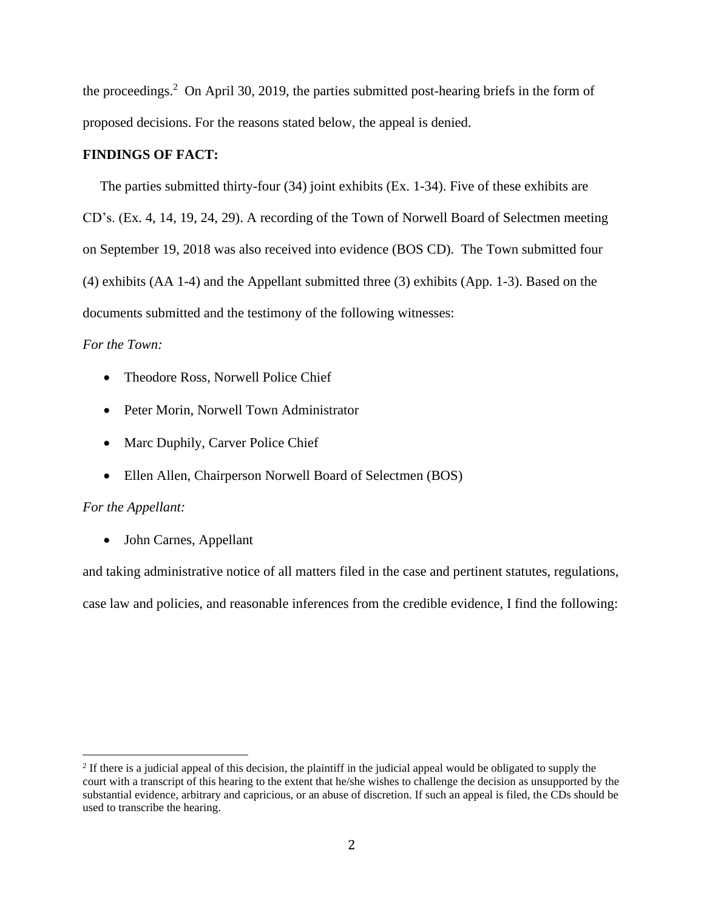the proceedings.[2] On April 30, 2019, the parties submitted post-hearing briefs in the form of proposed decisions. For the reasons stated below, the appeal is denied.

**FINDINGS OF FACT:**

The parties submitted thirty-four (34) joint exhibits (Ex. 1-34). Five of these exhibits are CD's. (Ex. 4, 14, 19, 24, 29). A recording of the Town of Norwell Board of Selectmen meeting on September 19, 2018 was also received into evidence (BOS CD). The Town submitted four (4) exhibits (AA 1-4) and the Appellant submitted three (3) exhibits (App. 1-3). Based on the documents submitted and the testimony of the following witnesses:

*For the Town:*

- Theodore Ross, Norwell Police Chief
- Peter Morin, Norwell Town Administrator
- Marc Duphily, Carver Police Chief
- Ellen Allen, Chairperson Norwell Board of Selectmen (BOS)

*For the Appellant:*

- John Carnes, Appellant

and taking administrative notice of all matters filed in the case and pertinent statutes, regulations, case law and policies, and reasonable inferences from the credible evidence, I find the following:

[2] If there is a judicial appeal of this decision, the plaintiff in the judicial appeal would be obligated to supply the court with a transcript of this hearing to the extent that he/she wishes to challenge the decision as unsupported by the substantial evidence, arbitrary and capricious, or an abuse of discretion. If such an appeal is filed, the CDs should be used to transcribe the hearing.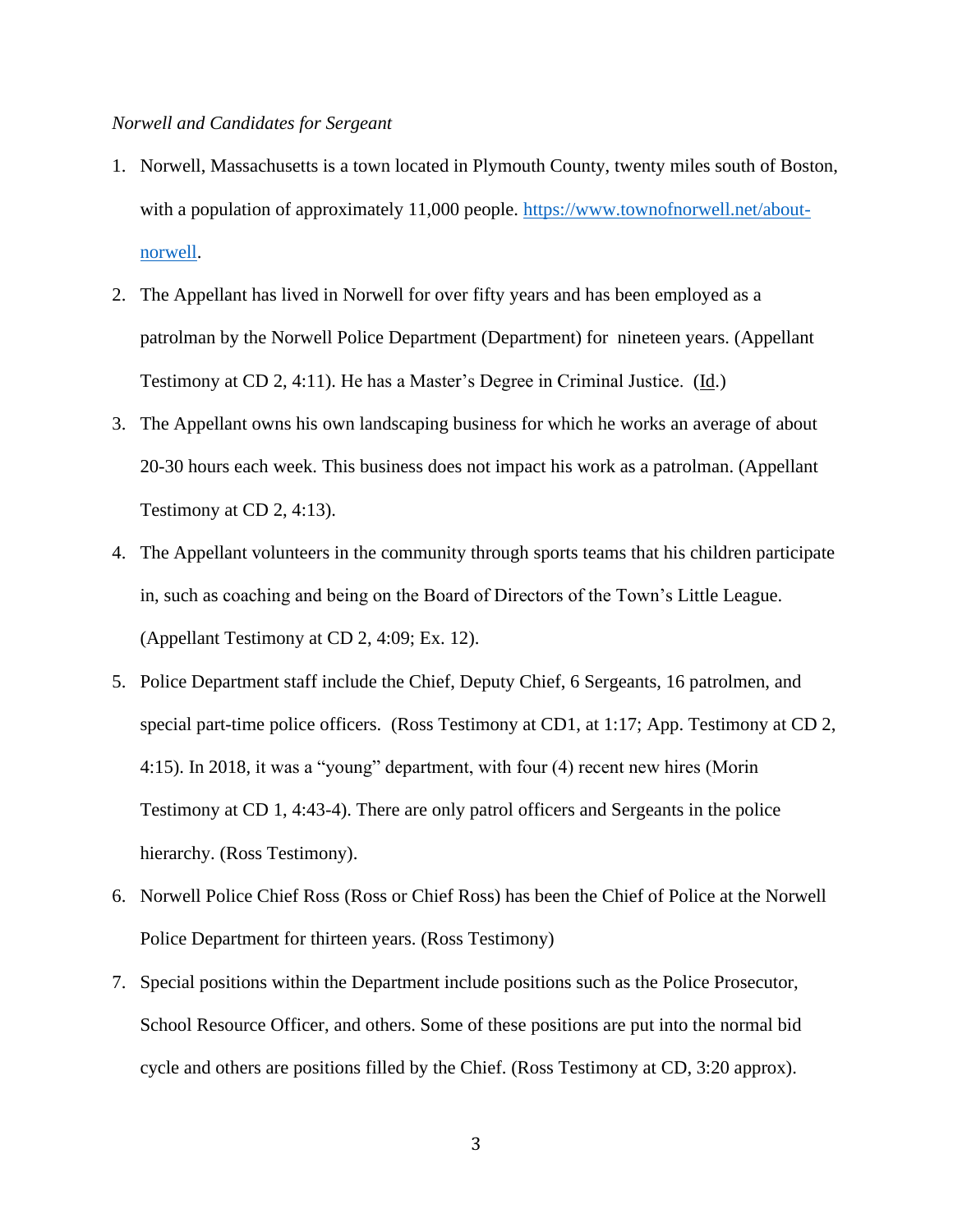*Norwell and Candidates for Sergeant*

1. Norwell, Massachusetts is a town located in Plymouth County, twenty miles south of Boston, with a population of approximately 11,000 people. [https://www.townofnorwell.net/about-norwell](https://www.townofnorwell.net/about-norwell).
2. The Appellant has lived in Norwell for over fifty years and has been employed as a patrolman by the Norwell Police Department (Department) for nineteen years. (Appellant Testimony at CD 2, 4:11). He has a Master's Degree in Criminal Justice. (Id.)
3. The Appellant owns his own landscaping business for which he works an average of about 20-30 hours each week. This business does not impact his work as a patrolman. (Appellant Testimony at CD 2, 4:13).
4. The Appellant volunteers in the community through sports teams that his children participate in, such as coaching and being on the Board of Directors of the Town's Little League. (Appellant Testimony at CD 2, 4:09; Ex. 12).
5. Police Department staff include the Chief, Deputy Chief, 6 Sergeants, 16 patrolmen, and special part-time police officers. (Ross Testimony at CD1, at 1:17; App. Testimony at CD 2, 4:15). In 2018, it was a "young" department, with four (4) recent new hires (Morin Testimony at CD 1, 4:43-4). There are only patrol officers and Sergeants in the police hierarchy. (Ross Testimony).
6. Norwell Police Chief Ross (Ross or Chief Ross) has been the Chief of Police at the Norwell Police Department for thirteen years. (Ross Testimony)
7. Special positions within the Department include positions such as the Police Prosecutor, School Resource Officer, and others. Some of these positions are put into the normal bid cycle and others are positions filled by the Chief. (Ross Testimony at CD, 3:20 approx).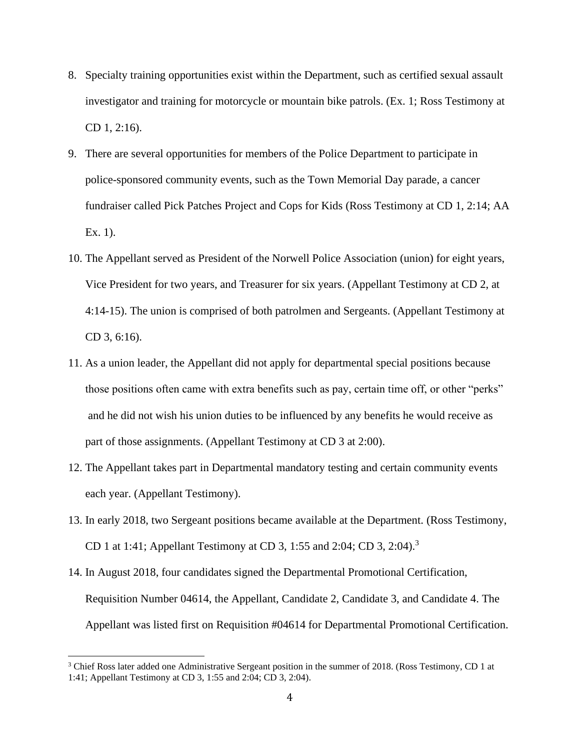8. Specialty training opportunities exist within the Department, such as certified sexual assault investigator and training for motorcycle or mountain bike patrols. (Ex. 1; Ross Testimony at CD 1, 2:16).
9. There are several opportunities for members of the Police Department to participate in police-sponsored community events, such as the Town Memorial Day parade, a cancer fundraiser called Pick Patches Project and Cops for Kids (Ross Testimony at CD 1, 2:14; AA Ex. 1).
10. The Appellant served as President of the Norwell Police Association (union) for eight years, Vice President for two years, and Treasurer for six years. (Appellant Testimony at CD 2, at 4:14-15). The union is comprised of both patrolmen and Sergeants. (Appellant Testimony at CD 3, 6:16).
11. As a union leader, the Appellant did not apply for departmental special positions because those positions often came with extra benefits such as pay, certain time off, or other "perks" and he did not wish his union duties to be influenced by any benefits he would receive as part of those assignments. (Appellant Testimony at CD 3 at 2:00).
12. The Appellant takes part in Departmental mandatory testing and certain community events each year. (Appellant Testimony).
13. In early 2018, two Sergeant positions became available at the Department. (Ross Testimony, CD 1 at 1:41; Appellant Testimony at CD 3, 1:55 and 2:04; CD 3, 2:04).[3]
14. In August 2018, four candidates signed the Departmental Promotional Certification, Requisition Number 04614, the Appellant, Candidate 2, Candidate 3, and Candidate 4. The Appellant was listed first on Requisition #04614 for Departmental Promotional Certification.

[3] Chief Ross later added one Administrative Sergeant position in the summer of 2018. (Ross Testimony, CD 1 at 1:41; Appellant Testimony at CD 3, 1:55 and 2:04; CD 3, 2:04).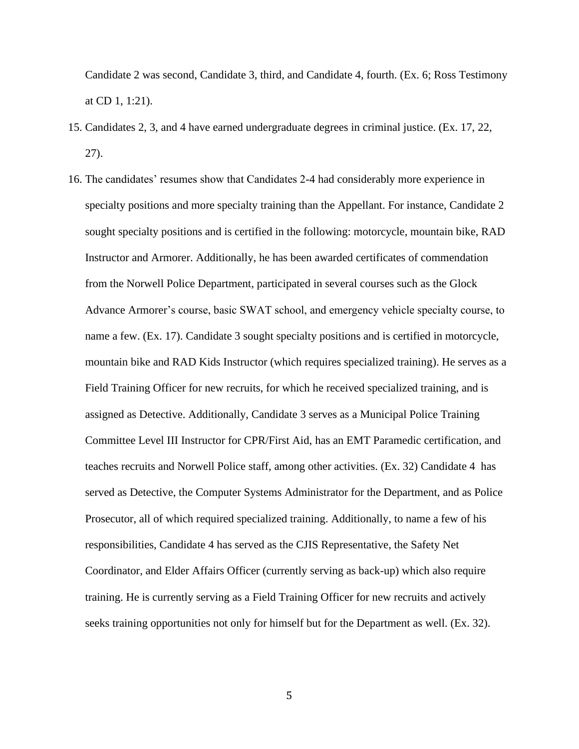Candidate 2 was second, Candidate 3, third, and Candidate 4, fourth. (Ex. 6; Ross Testimony at CD 1, 1:21).

15. Candidates 2, 3, and 4 have earned undergraduate degrees in criminal justice. (Ex. 17, 22, 27).

16. The candidates' resumes show that Candidates 2-4 had considerably more experience in specialty positions and more specialty training than the Appellant. For instance, Candidate 2 sought specialty positions and is certified in the following: motorcycle, mountain bike, RAD Instructor and Armorer. Additionally, he has been awarded certificates of commendation from the Norwell Police Department, participated in several courses such as the Glock Advance Armorer's course, basic SWAT school, and emergency vehicle specialty course, to name a few. (Ex. 17). Candidate 3 sought specialty positions and is certified in motorcycle, mountain bike and RAD Kids Instructor (which requires specialized training). He serves as a Field Training Officer for new recruits, for which he received specialized training, and is assigned as Detective. Additionally, Candidate 3 serves as a Municipal Police Training Committee Level III Instructor for CPR/First Aid, has an EMT Paramedic certification, and teaches recruits and Norwell Police staff, among other activities. (Ex. 32) Candidate 4 has served as Detective, the Computer Systems Administrator for the Department, and as Police Prosecutor, all of which required specialized training. Additionally, to name a few of his responsibilities, Candidate 4 has served as the CJIS Representative, the Safety Net Coordinator, and Elder Affairs Officer (currently serving as back-up) which also require training. He is currently serving as a Field Training Officer for new recruits and actively seeks training opportunities not only for himself but for the Department as well. (Ex. 32).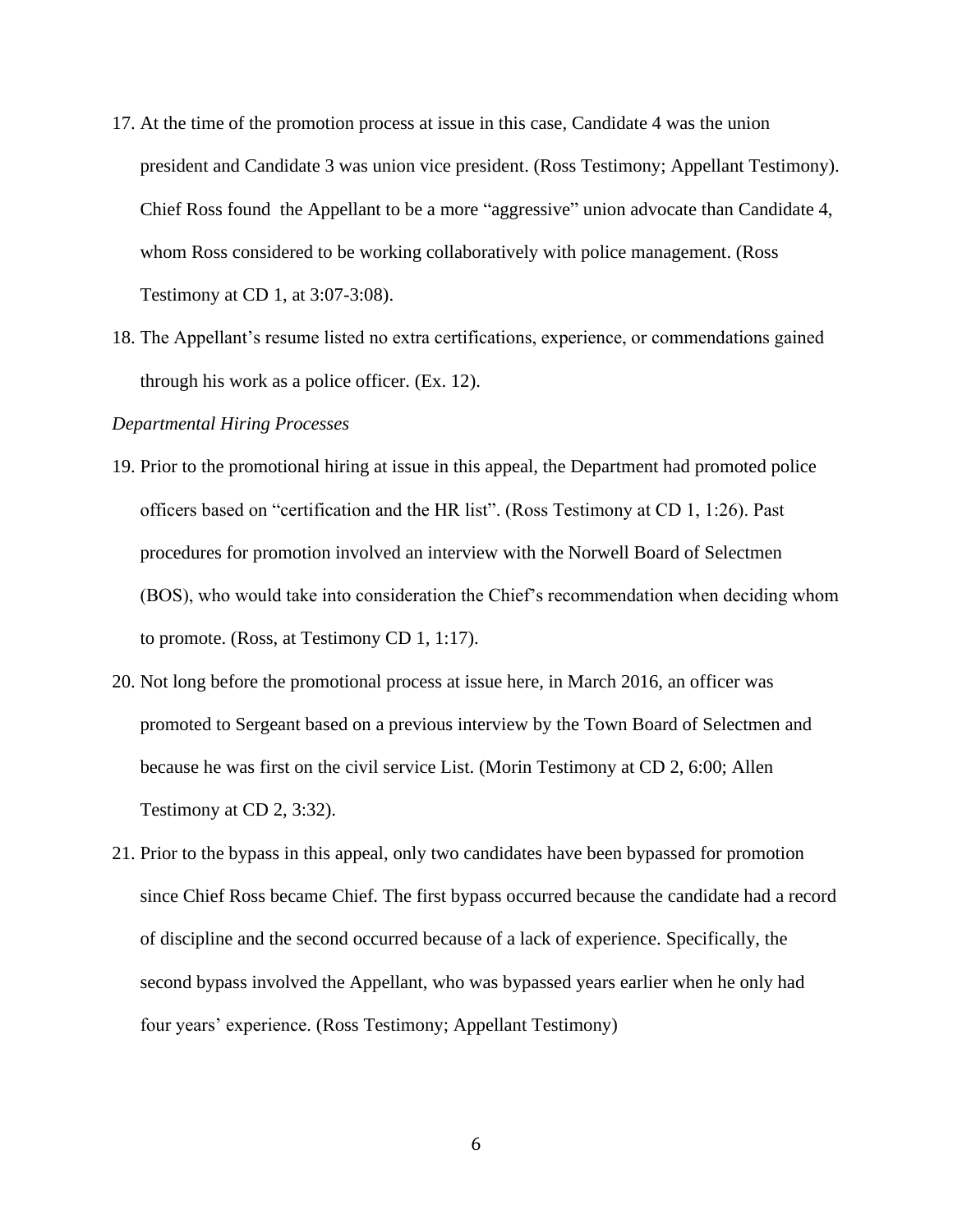17. At the time of the promotion process at issue in this case, Candidate 4 was the union president and Candidate 3 was union vice president. (Ross Testimony; Appellant Testimony). Chief Ross found the Appellant to be a more "aggressive" union advocate than Candidate 4, whom Ross considered to be working collaboratively with police management. (Ross Testimony at CD 1, at 3:07-3:08).

18. The Appellant's resume listed no extra certifications, experience, or commendations gained through his work as a police officer. (Ex. 12).

*Departmental Hiring Processes*

19. Prior to the promotional hiring at issue in this appeal, the Department had promoted police officers based on "certification and the HR list". (Ross Testimony at CD 1, 1:26). Past procedures for promotion involved an interview with the Norwell Board of Selectmen (BOS), who would take into consideration the Chief's recommendation when deciding whom to promote. (Ross, at Testimony CD 1, 1:17).

20. Not long before the promotional process at issue here, in March 2016, an officer was promoted to Sergeant based on a previous interview by the Town Board of Selectmen and because he was first on the civil service List. (Morin Testimony at CD 2, 6:00; Allen Testimony at CD 2, 3:32).

21. Prior to the bypass in this appeal, only two candidates have been bypassed for promotion since Chief Ross became Chief. The first bypass occurred because the candidate had a record of discipline and the second occurred because of a lack of experience. Specifically, the second bypass involved the Appellant, who was bypassed years earlier when he only had four years' experience. (Ross Testimony; Appellant Testimony)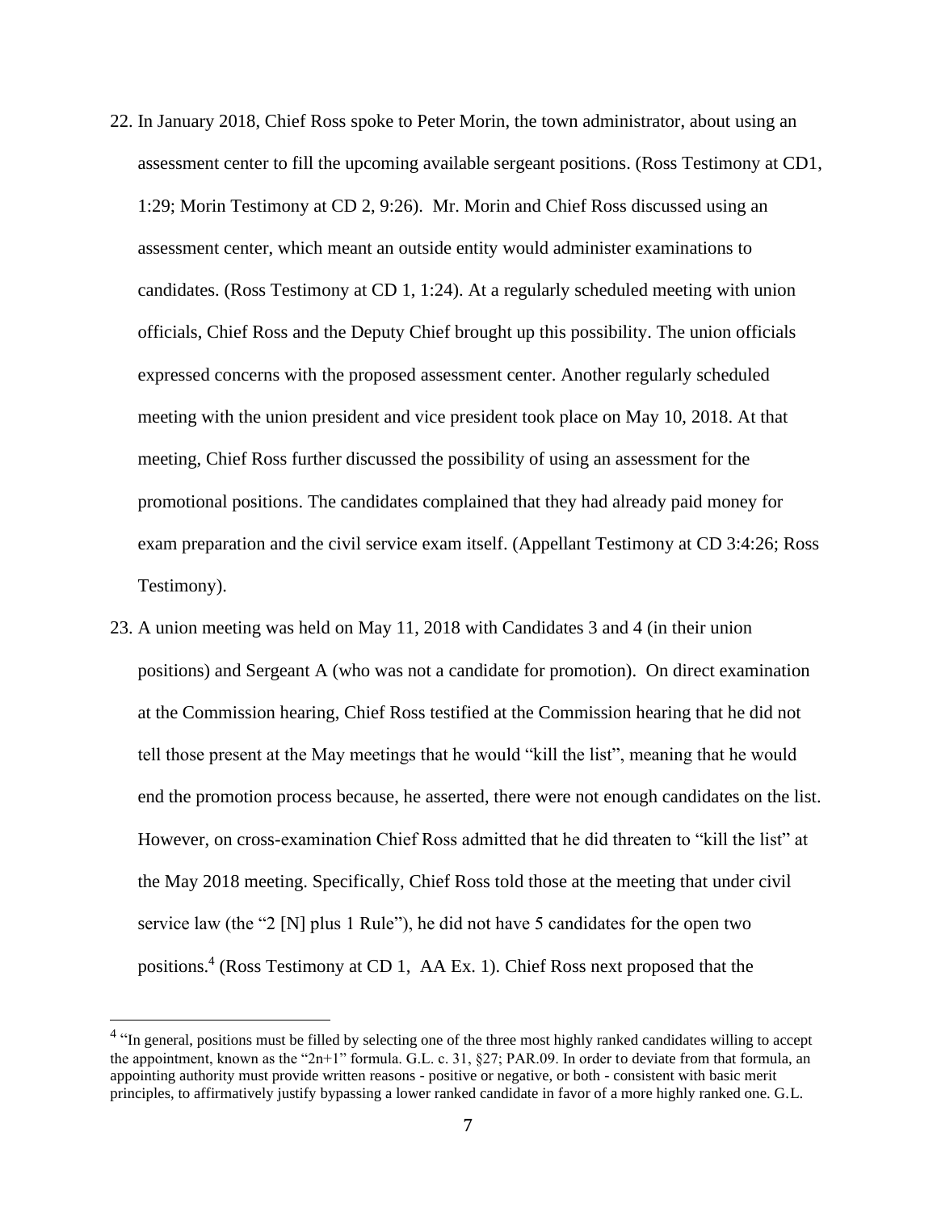22. In January 2018, Chief Ross spoke to Peter Morin, the town administrator, about using an assessment center to fill the upcoming available sergeant positions. (Ross Testimony at CD1, 1:29; Morin Testimony at CD 2, 9:26). Mr. Morin and Chief Ross discussed using an assessment center, which meant an outside entity would administer examinations to candidates. (Ross Testimony at CD 1, 1:24). At a regularly scheduled meeting with union officials, Chief Ross and the Deputy Chief brought up this possibility. The union officials expressed concerns with the proposed assessment center. Another regularly scheduled meeting with the union president and vice president took place on May 10, 2018. At that meeting, Chief Ross further discussed the possibility of using an assessment for the promotional positions. The candidates complained that they had already paid money for exam preparation and the civil service exam itself. (Appellant Testimony at CD 3:4:26; Ross Testimony).

23. A union meeting was held on May 11, 2018 with Candidates 3 and 4 (in their union positions) and Sergeant A (who was not a candidate for promotion). On direct examination at the Commission hearing, Chief Ross testified at the Commission hearing that he did not tell those present at the May meetings that he would "kill the list", meaning that he would end the promotion process because, he asserted, there were not enough candidates on the list. However, on cross-examination Chief Ross admitted that he did threaten to "kill the list" at the May 2018 meeting. Specifically, Chief Ross told those at the meeting that under civil service law (the "2 [N] plus 1 Rule"), he did not have 5 candidates for the open two positions.[4] (Ross Testimony at CD 1, AA Ex. 1). Chief Ross next proposed that the

[4] "In general, positions must be filled by selecting one of the three most highly ranked candidates willing to accept the appointment, known as the "2n+1" formula. G.L. c. 31, §27; PAR.09. In order to deviate from that formula, an appointing authority must provide written reasons - positive or negative, or both - consistent with basic merit principles, to affirmatively justify bypassing a lower ranked candidate in favor of a more highly ranked one. G.L.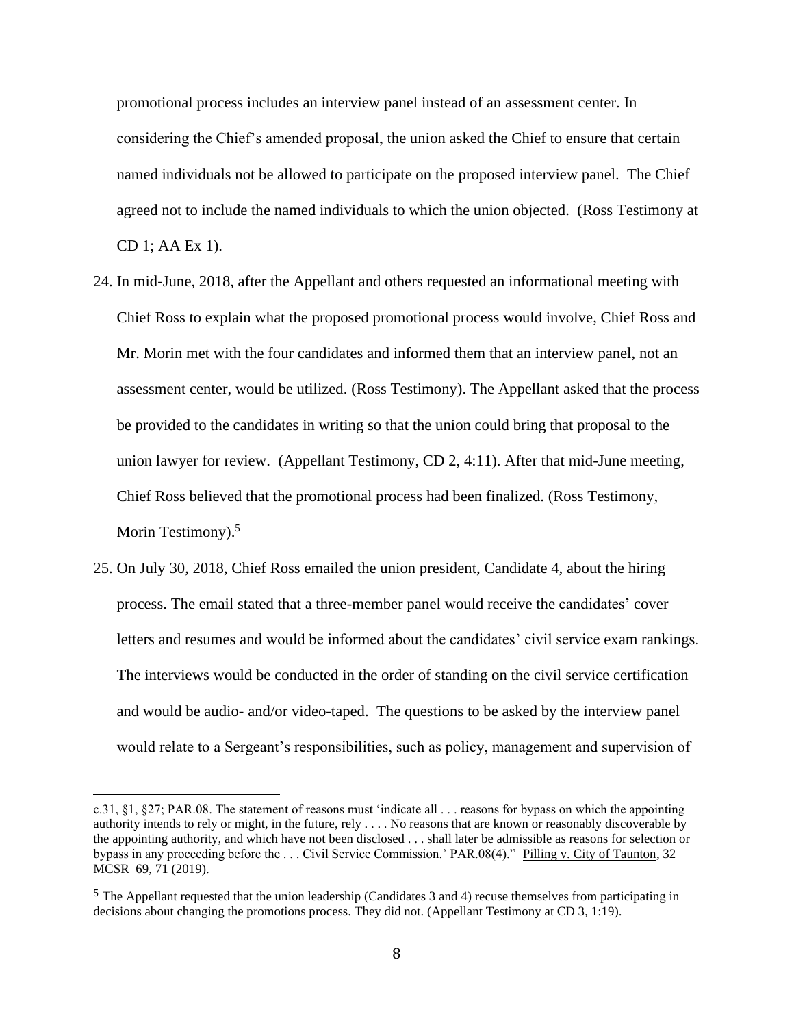promotional process includes an interview panel instead of an assessment center. In considering the Chief's amended proposal, the union asked the Chief to ensure that certain named individuals not be allowed to participate on the proposed interview panel. The Chief agreed not to include the named individuals to which the union objected. (Ross Testimony at CD 1; AA Ex 1).

24. In mid-June, 2018, after the Appellant and others requested an informational meeting with Chief Ross to explain what the proposed promotional process would involve, Chief Ross and Mr. Morin met with the four candidates and informed them that an interview panel, not an assessment center, would be utilized. (Ross Testimony). The Appellant asked that the process be provided to the candidates in writing so that the union could bring that proposal to the union lawyer for review. (Appellant Testimony, CD 2, 4:11). After that mid-June meeting, Chief Ross believed that the promotional process had been finalized. (Ross Testimony, Morin Testimony).[5]

25. On July 30, 2018, Chief Ross emailed the union president, Candidate 4, about the hiring process. The email stated that a three-member panel would receive the candidates' cover letters and resumes and would be informed about the candidates' civil service exam rankings. The interviews would be conducted in the order of standing on the civil service certification and would be audio- and/or video-taped. The questions to be asked by the interview panel would relate to a Sergeant's responsibilities, such as policy, management and supervision of

---

c.31, §1, §27; PAR.08. The statement of reasons must 'indicate all . . . reasons for bypass on which the appointing authority intends to rely or might, in the future, rely . . . . No reasons that are known or reasonably discoverable by the appointing authority, and which have not been disclosed . . . shall later be admissible as reasons for selection or bypass in any proceeding before the . . . Civil Service Commission.' PAR.08(4)." Pilling v. City of Taunton, 32 MCSR 69, 71 (2019).

[5] The Appellant requested that the union leadership (Candidates 3 and 4) recuse themselves from participating in decisions about changing the promotions process. They did not. (Appellant Testimony at CD 3, 1:19).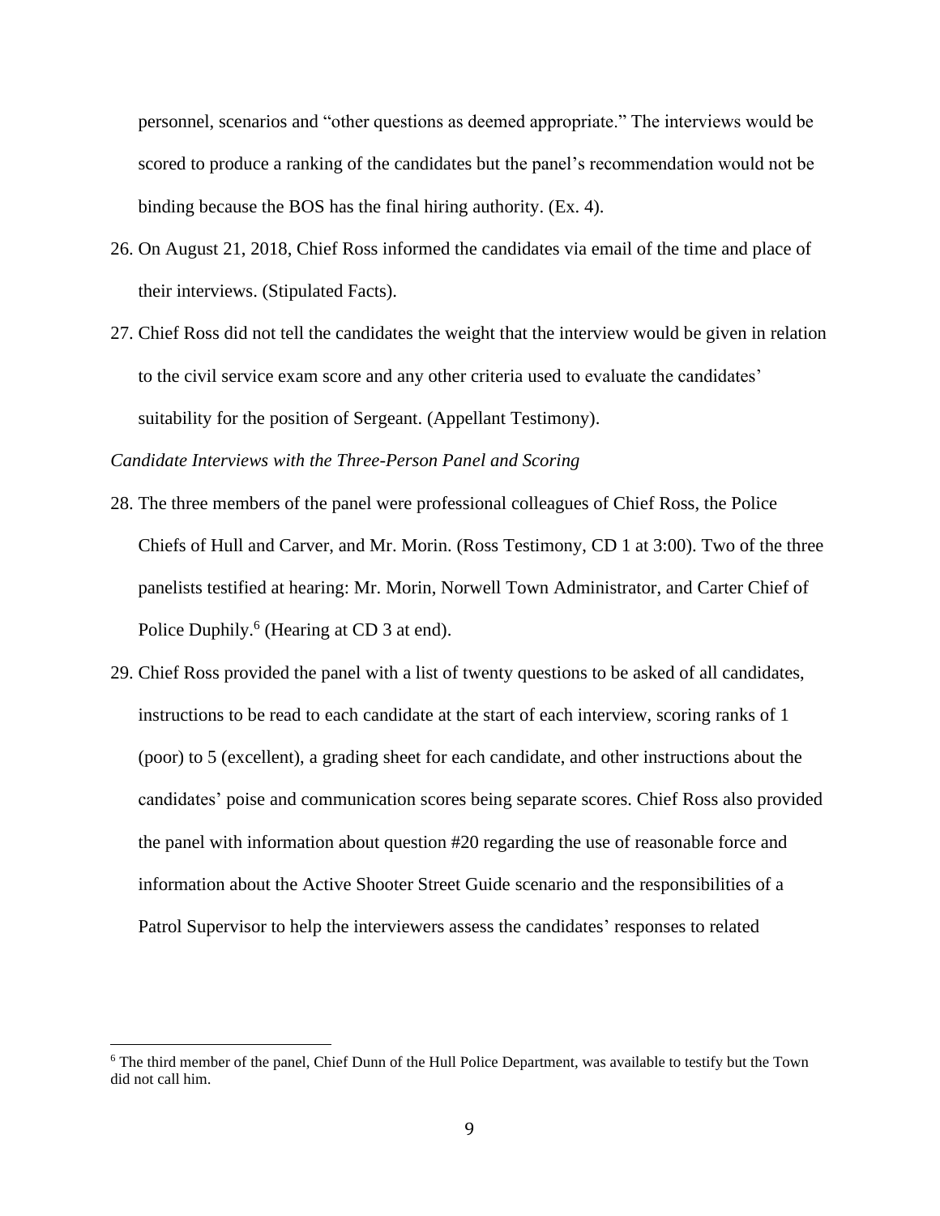personnel, scenarios and "other questions as deemed appropriate." The interviews would be scored to produce a ranking of the candidates but the panel's recommendation would not be binding because the BOS has the final hiring authority. (Ex. 4).

26. On August 21, 2018, Chief Ross informed the candidates via email of the time and place of their interviews. (Stipulated Facts).
27. Chief Ross did not tell the candidates the weight that the interview would be given in relation to the civil service exam score and any other criteria used to evaluate the candidates' suitability for the position of Sergeant. (Appellant Testimony).

*Candidate Interviews with the Three-Person Panel and Scoring*

28. The three members of the panel were professional colleagues of Chief Ross, the Police Chiefs of Hull and Carver, and Mr. Morin. (Ross Testimony, CD 1 at 3:00). Two of the three panelists testified at hearing: Mr. Morin, Norwell Town Administrator, and Carter Chief of Police Duphily.[6] (Hearing at CD 3 at end).
29. Chief Ross provided the panel with a list of twenty questions to be asked of all candidates, instructions to be read to each candidate at the start of each interview, scoring ranks of 1 (poor) to 5 (excellent), a grading sheet for each candidate, and other instructions about the candidates' poise and communication scores being separate scores. Chief Ross also provided the panel with information about question #20 regarding the use of reasonable force and information about the Active Shooter Street Guide scenario and the responsibilities of a Patrol Supervisor to help the interviewers assess the candidates' responses to related

[6] The third member of the panel, Chief Dunn of the Hull Police Department, was available to testify but the Town did not call him.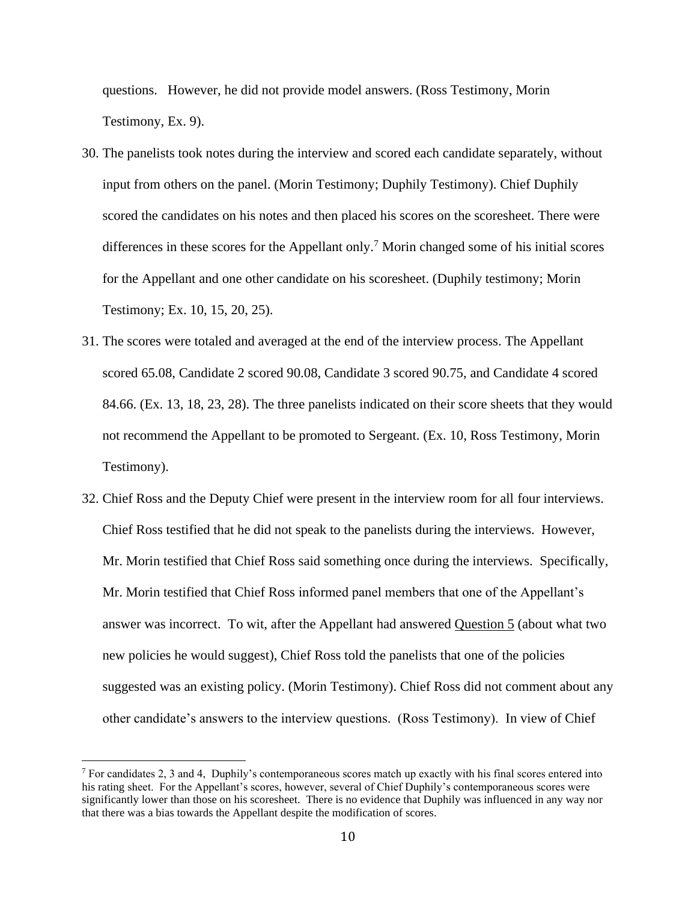questions. However, he did not provide model answers. (Ross Testimony, Morin Testimony, Ex. 9).

30. The panelists took notes during the interview and scored each candidate separately, without input from others on the panel. (Morin Testimony; Duphily Testimony). Chief Duphily scored the candidates on his notes and then placed his scores on the scoresheet. There were differences in these scores for the Appellant only.[7] Morin changed some of his initial scores for the Appellant and one other candidate on his scoresheet. (Duphily testimony; Morin Testimony; Ex. 10, 15, 20, 25).

31. The scores were totaled and averaged at the end of the interview process. The Appellant scored 65.08, Candidate 2 scored 90.08, Candidate 3 scored 90.75, and Candidate 4 scored 84.66. (Ex. 13, 18, 23, 28). The three panelists indicated on their score sheets that they would not recommend the Appellant to be promoted to Sergeant. (Ex. 10, Ross Testimony, Morin Testimony).

32. Chief Ross and the Deputy Chief were present in the interview room for all four interviews. Chief Ross testified that he did not speak to the panelists during the interviews. However, Mr. Morin testified that Chief Ross said something once during the interviews. Specifically, Mr. Morin testified that Chief Ross informed panel members that one of the Appellant's answer was incorrect. To wit, after the Appellant had answered <u>Question 5</u> (about what two new policies he would suggest), Chief Ross told the panelists that one of the policies suggested was an existing policy. (Morin Testimony). Chief Ross did not comment about any other candidate's answers to the interview questions. (Ross Testimony). In view of Chief

[7] For candidates 2, 3 and 4, Duphily's contemporaneous scores match up exactly with his final scores entered into his rating sheet. For the Appellant's scores, however, several of Chief Duphily's contemporaneous scores were significantly lower than those on his scoresheet. There is no evidence that Duphily was influenced in any way nor that there was a bias towards the Appellant despite the modification of scores.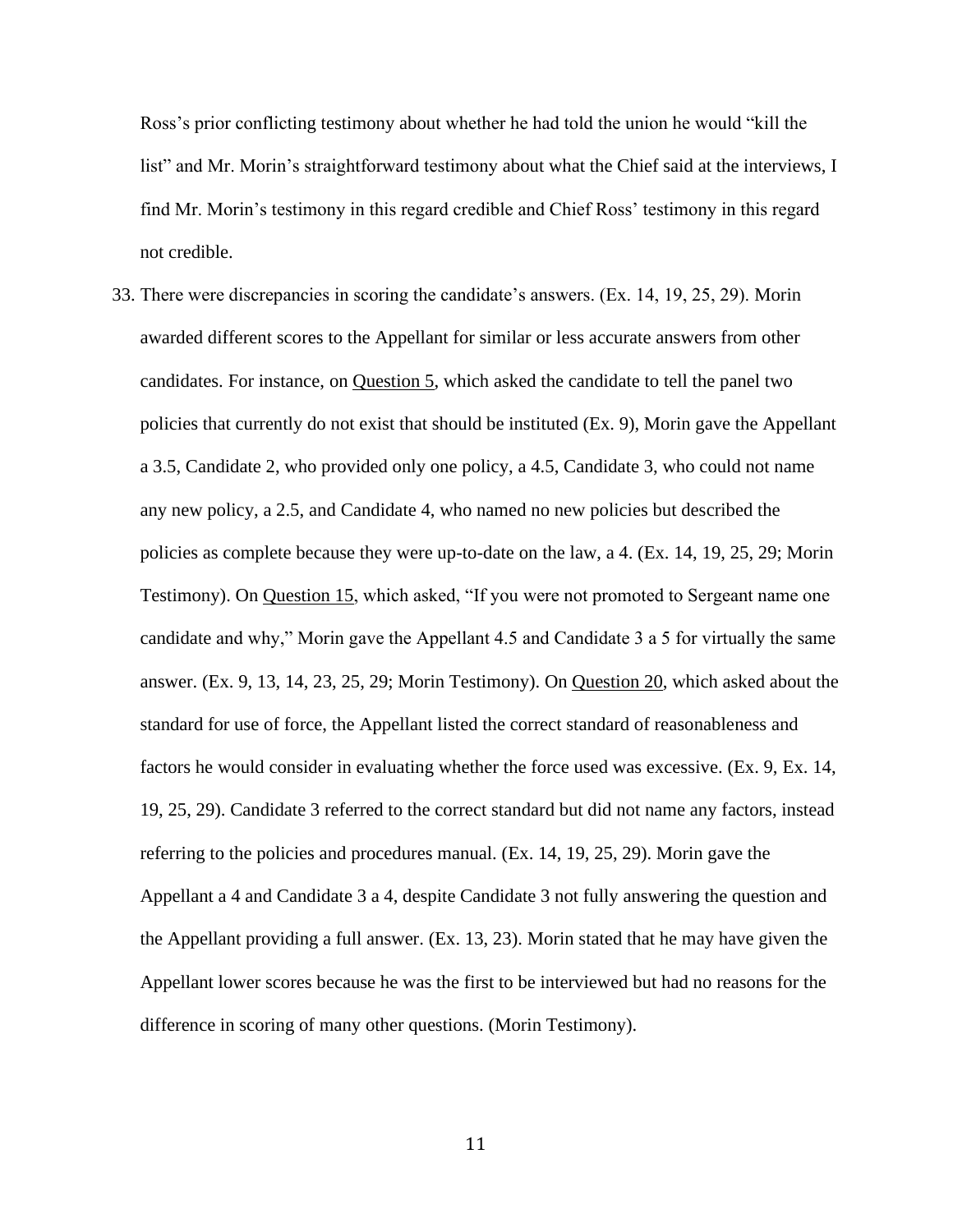Ross's prior conflicting testimony about whether he had told the union he would "kill the list" and Mr. Morin's straightforward testimony about what the Chief said at the interviews, I find Mr. Morin's testimony in this regard credible and Chief Ross' testimony in this regard not credible.

33. There were discrepancies in scoring the candidate's answers. (Ex. 14, 19, 25, 29). Morin awarded different scores to the Appellant for similar or less accurate answers from other candidates. For instance, on <u>Question 5</u>, which asked the candidate to tell the panel two policies that currently do not exist that should be instituted (Ex. 9), Morin gave the Appellant a 3.5, Candidate 2, who provided only one policy, a 4.5, Candidate 3, who could not name any new policy, a 2.5, and Candidate 4, who named no new policies but described the policies as complete because they were up-to-date on the law, a 4. (Ex. 14, 19, 25, 29; Morin Testimony). On <u>Question 15</u>, which asked, "If you were not promoted to Sergeant name one candidate and why," Morin gave the Appellant 4.5 and Candidate 3 a 5 for virtually the same answer. (Ex. 9, 13, 14, 23, 25, 29; Morin Testimony). On <u>Question 20</u>, which asked about the standard for use of force, the Appellant listed the correct standard of reasonableness and factors he would consider in evaluating whether the force used was excessive. (Ex. 9, Ex. 14, 19, 25, 29). Candidate 3 referred to the correct standard but did not name any factors, instead referring to the policies and procedures manual. (Ex. 14, 19, 25, 29). Morin gave the Appellant a 4 and Candidate 3 a 4, despite Candidate 3 not fully answering the question and the Appellant providing a full answer. (Ex. 13, 23). Morin stated that he may have given the Appellant lower scores because he was the first to be interviewed but had no reasons for the difference in scoring of many other questions. (Morin Testimony).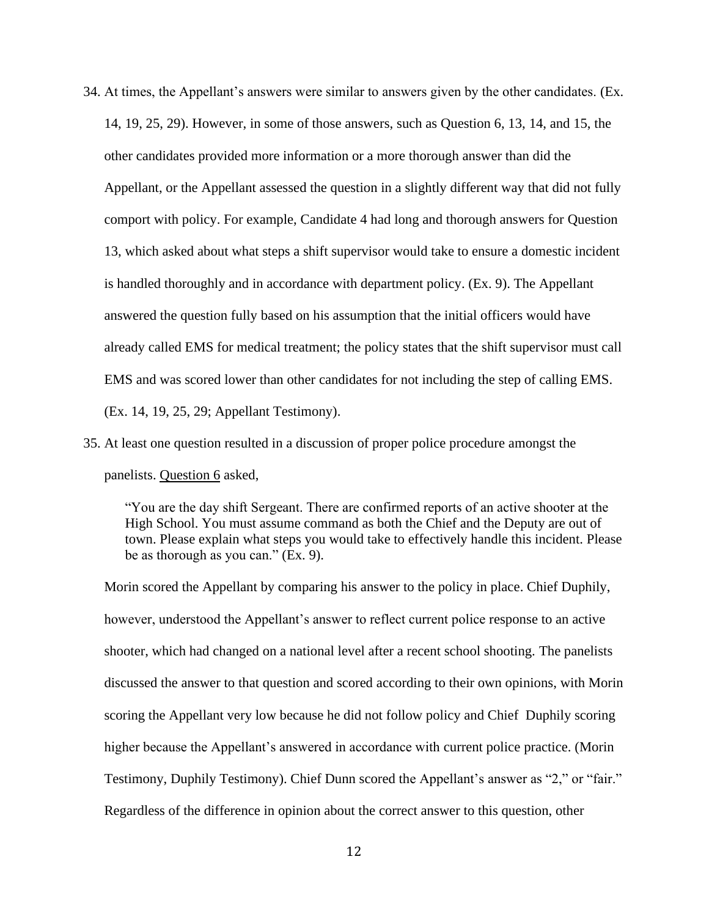34. At times, the Appellant's answers were similar to answers given by the other candidates. (Ex. 14, 19, 25, 29). However, in some of those answers, such as Question 6, 13, 14, and 15, the other candidates provided more information or a more thorough answer than did the Appellant, or the Appellant assessed the question in a slightly different way that did not fully comport with policy. For example, Candidate 4 had long and thorough answers for Question 13, which asked about what steps a shift supervisor would take to ensure a domestic incident is handled thoroughly and in accordance with department policy. (Ex. 9). The Appellant answered the question fully based on his assumption that the initial officers would have already called EMS for medical treatment; the policy states that the shift supervisor must call EMS and was scored lower than other candidates for not including the step of calling EMS. (Ex. 14, 19, 25, 29; Appellant Testimony).

35. At least one question resulted in a discussion of proper police procedure amongst the panelists. <u>Question 6</u> asked,

> "You are the day shift Sergeant. There are confirmed reports of an active shooter at the High School. You must assume command as both the Chief and the Deputy are out of town. Please explain what steps you would take to effectively handle this incident. Please be as thorough as you can." (Ex. 9).

Morin scored the Appellant by comparing his answer to the policy in place. Chief Duphily, however, understood the Appellant's answer to reflect current police response to an active shooter, which had changed on a national level after a recent school shooting. The panelists discussed the answer to that question and scored according to their own opinions, with Morin scoring the Appellant very low because he did not follow policy and Chief Duphily scoring higher because the Appellant's answered in accordance with current police practice. (Morin Testimony, Duphily Testimony). Chief Dunn scored the Appellant's answer as "2," or "fair." Regardless of the difference in opinion about the correct answer to this question, other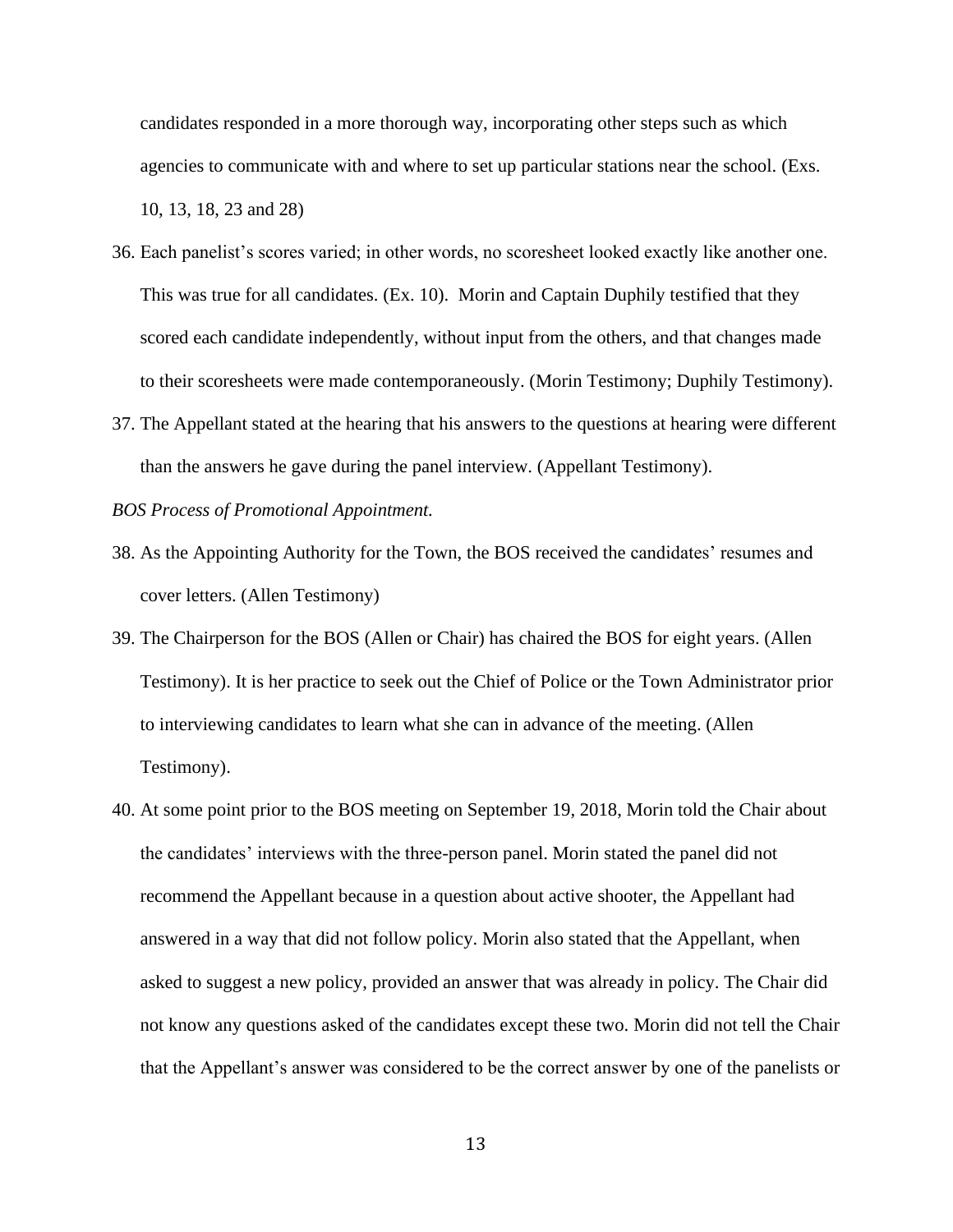candidates responded in a more thorough way, incorporating other steps such as which agencies to communicate with and where to set up particular stations near the school. (Exs. 10, 13, 18, 23 and 28)

36. Each panelist's scores varied; in other words, no scoresheet looked exactly like another one. This was true for all candidates. (Ex. 10). Morin and Captain Duphily testified that they scored each candidate independently, without input from the others, and that changes made to their scoresheets were made contemporaneously. (Morin Testimony; Duphily Testimony).

37. The Appellant stated at the hearing that his answers to the questions at hearing were different than the answers he gave during the panel interview. (Appellant Testimony).

*BOS Process of Promotional Appointment.*

38. As the Appointing Authority for the Town, the BOS received the candidates' resumes and cover letters. (Allen Testimony)

39. The Chairperson for the BOS (Allen or Chair) has chaired the BOS for eight years. (Allen Testimony). It is her practice to seek out the Chief of Police or the Town Administrator prior to interviewing candidates to learn what she can in advance of the meeting. (Allen Testimony).

40. At some point prior to the BOS meeting on September 19, 2018, Morin told the Chair about the candidates' interviews with the three-person panel. Morin stated the panel did not recommend the Appellant because in a question about active shooter, the Appellant had answered in a way that did not follow policy. Morin also stated that the Appellant, when asked to suggest a new policy, provided an answer that was already in policy. The Chair did not know any questions asked of the candidates except these two. Morin did not tell the Chair that the Appellant's answer was considered to be the correct answer by one of the panelists or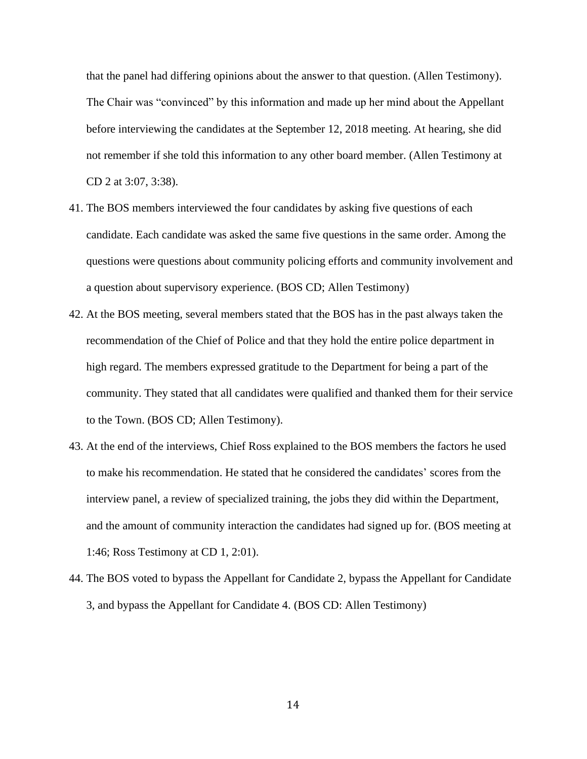that the panel had differing opinions about the answer to that question. (Allen Testimony). The Chair was "convinced" by this information and made up her mind about the Appellant before interviewing the candidates at the September 12, 2018 meeting. At hearing, she did not remember if she told this information to any other board member. (Allen Testimony at CD 2 at 3:07, 3:38).

41. The BOS members interviewed the four candidates by asking five questions of each candidate. Each candidate was asked the same five questions in the same order. Among the questions were questions about community policing efforts and community involvement and a question about supervisory experience. (BOS CD; Allen Testimony)
42. At the BOS meeting, several members stated that the BOS has in the past always taken the recommendation of the Chief of Police and that they hold the entire police department in high regard. The members expressed gratitude to the Department for being a part of the community. They stated that all candidates were qualified and thanked them for their service to the Town. (BOS CD; Allen Testimony).
43. At the end of the interviews, Chief Ross explained to the BOS members the factors he used to make his recommendation. He stated that he considered the candidates' scores from the interview panel, a review of specialized training, the jobs they did within the Department, and the amount of community interaction the candidates had signed up for. (BOS meeting at 1:46; Ross Testimony at CD 1, 2:01).
44. The BOS voted to bypass the Appellant for Candidate 2, bypass the Appellant for Candidate 3, and bypass the Appellant for Candidate 4. (BOS CD: Allen Testimony)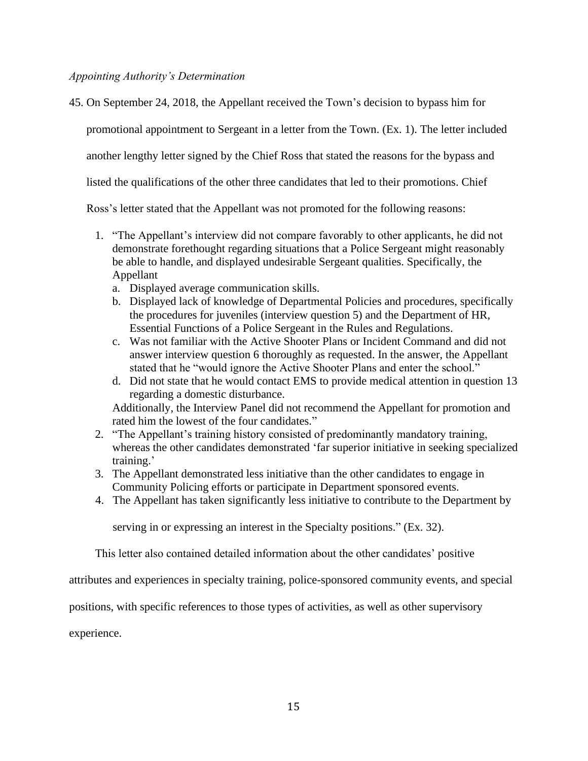*Appointing Authority's Determination*

45. On September 24, 2018, the Appellant received the Town's decision to bypass him for promotional appointment to Sergeant in a letter from the Town. (Ex. 1). The letter included another lengthy letter signed by the Chief Ross that stated the reasons for the bypass and listed the qualifications of the other three candidates that led to their promotions. Chief Ross's letter stated that the Appellant was not promoted for the following reasons:

    1. "The Appellant's interview did not compare favorably to other applicants, he did not demonstrate forethought regarding situations that a Police Sergeant might reasonably be able to handle, and displayed undesirable Sergeant qualities. Specifically, the Appellant
        a. Displayed average communication skills.
        b. Displayed lack of knowledge of Departmental Policies and procedures, specifically the procedures for juveniles (interview question 5) and the Department of HR, Essential Functions of a Police Sergeant in the Rules and Regulations.
        c. Was not familiar with the Active Shooter Plans or Incident Command and did not answer interview question 6 thoroughly as requested. In the answer, the Appellant stated that he "would ignore the Active Shooter Plans and enter the school."
        d. Did not state that he would contact EMS to provide medical attention in question 13 regarding a domestic disturbance.

        Additionally, the Interview Panel did not recommend the Appellant for promotion and rated him the lowest of the four candidates."
    2. "The Appellant's training history consisted of predominantly mandatory training, whereas the other candidates demonstrated 'far superior initiative in seeking specialized training.'
    3. The Appellant demonstrated less initiative than the other candidates to engage in Community Policing efforts or participate in Department sponsored events.
    4. The Appellant has taken significantly less initiative to contribute to the Department by serving in or expressing an interest in the Specialty positions." (Ex. 32).

This letter also contained detailed information about the other candidates' positive attributes and experiences in specialty training, police-sponsored community events, and special positions, with specific references to those types of activities, as well as other supervisory experience.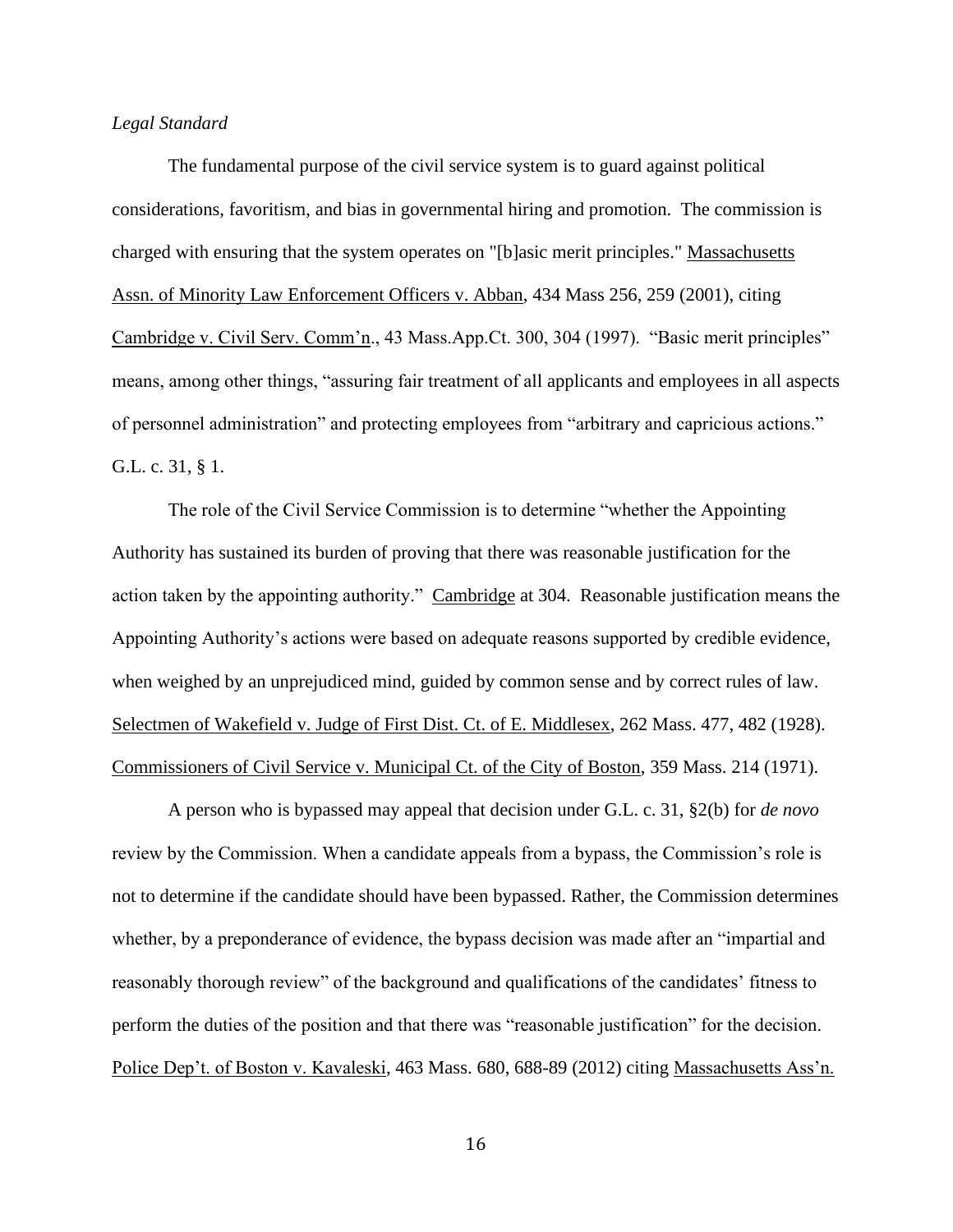*Legal Standard*

The fundamental purpose of the civil service system is to guard against political considerations, favoritism, and bias in governmental hiring and promotion. The commission is charged with ensuring that the system operates on "[b]asic merit principles." Massachusetts Assn. of Minority Law Enforcement Officers v. Abban, 434 Mass 256, 259 (2001), citing Cambridge v. Civil Serv. Comm'n., 43 Mass.App.Ct. 300, 304 (1997). "Basic merit principles" means, among other things, "assuring fair treatment of all applicants and employees in all aspects of personnel administration" and protecting employees from "arbitrary and capricious actions." G.L. c. 31, § 1.

The role of the Civil Service Commission is to determine "whether the Appointing Authority has sustained its burden of proving that there was reasonable justification for the action taken by the appointing authority." Cambridge at 304. Reasonable justification means the Appointing Authority's actions were based on adequate reasons supported by credible evidence, when weighed by an unprejudiced mind, guided by common sense and by correct rules of law. Selectmen of Wakefield v. Judge of First Dist. Ct. of E. Middlesex, 262 Mass. 477, 482 (1928). Commissioners of Civil Service v. Municipal Ct. of the City of Boston, 359 Mass. 214 (1971).

A person who is bypassed may appeal that decision under G.L. c. 31, §2(b) for *de novo* review by the Commission. When a candidate appeals from a bypass, the Commission's role is not to determine if the candidate should have been bypassed. Rather, the Commission determines whether, by a preponderance of evidence, the bypass decision was made after an "impartial and reasonably thorough review" of the background and qualifications of the candidates' fitness to perform the duties of the position and that there was "reasonable justification" for the decision. Police Dep't. of Boston v. Kavaleski, 463 Mass. 680, 688-89 (2012) citing Massachusetts Ass'n.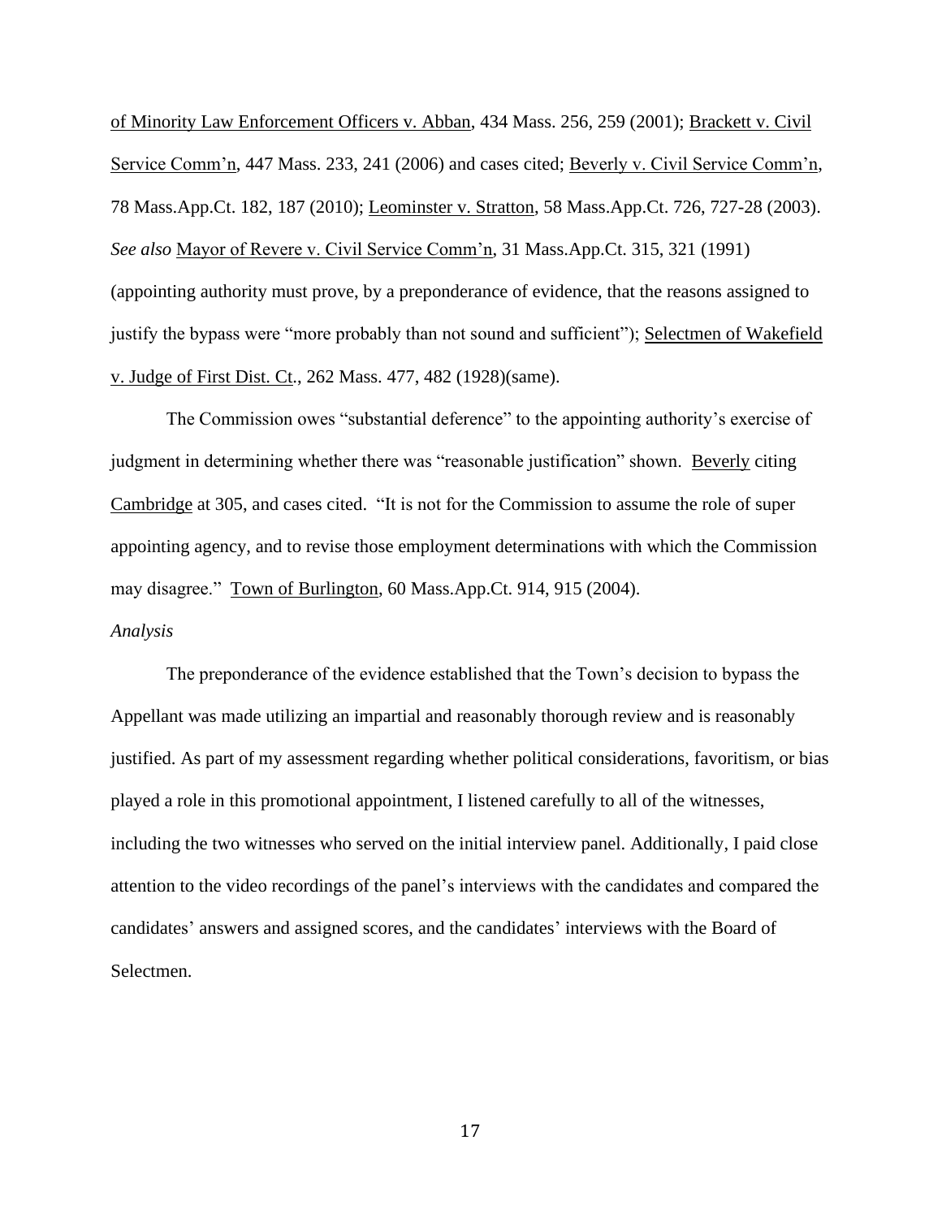of Minority Law Enforcement Officers v. Abban, 434 Mass. 256, 259 (2001); Brackett v. Civil Service Comm'n, 447 Mass. 233, 241 (2006) and cases cited; Beverly v. Civil Service Comm'n, 78 Mass.App.Ct. 182, 187 (2010); Leominster v. Stratton, 58 Mass.App.Ct. 726, 727-28 (2003). *See also* Mayor of Revere v. Civil Service Comm'n, 31 Mass.App.Ct. 315, 321 (1991) (appointing authority must prove, by a preponderance of evidence, that the reasons assigned to justify the bypass were "more probably than not sound and sufficient"); Selectmen of Wakefield v. Judge of First Dist. Ct., 262 Mass. 477, 482 (1928)(same).

The Commission owes "substantial deference" to the appointing authority's exercise of judgment in determining whether there was "reasonable justification" shown. Beverly citing Cambridge at 305, and cases cited. "It is not for the Commission to assume the role of super appointing agency, and to revise those employment determinations with which the Commission may disagree." Town of Burlington, 60 Mass.App.Ct. 914, 915 (2004).

*Analysis*

The preponderance of the evidence established that the Town's decision to bypass the Appellant was made utilizing an impartial and reasonably thorough review and is reasonably justified. As part of my assessment regarding whether political considerations, favoritism, or bias played a role in this promotional appointment, I listened carefully to all of the witnesses, including the two witnesses who served on the initial interview panel. Additionally, I paid close attention to the video recordings of the panel's interviews with the candidates and compared the candidates' answers and assigned scores, and the candidates' interviews with the Board of Selectmen.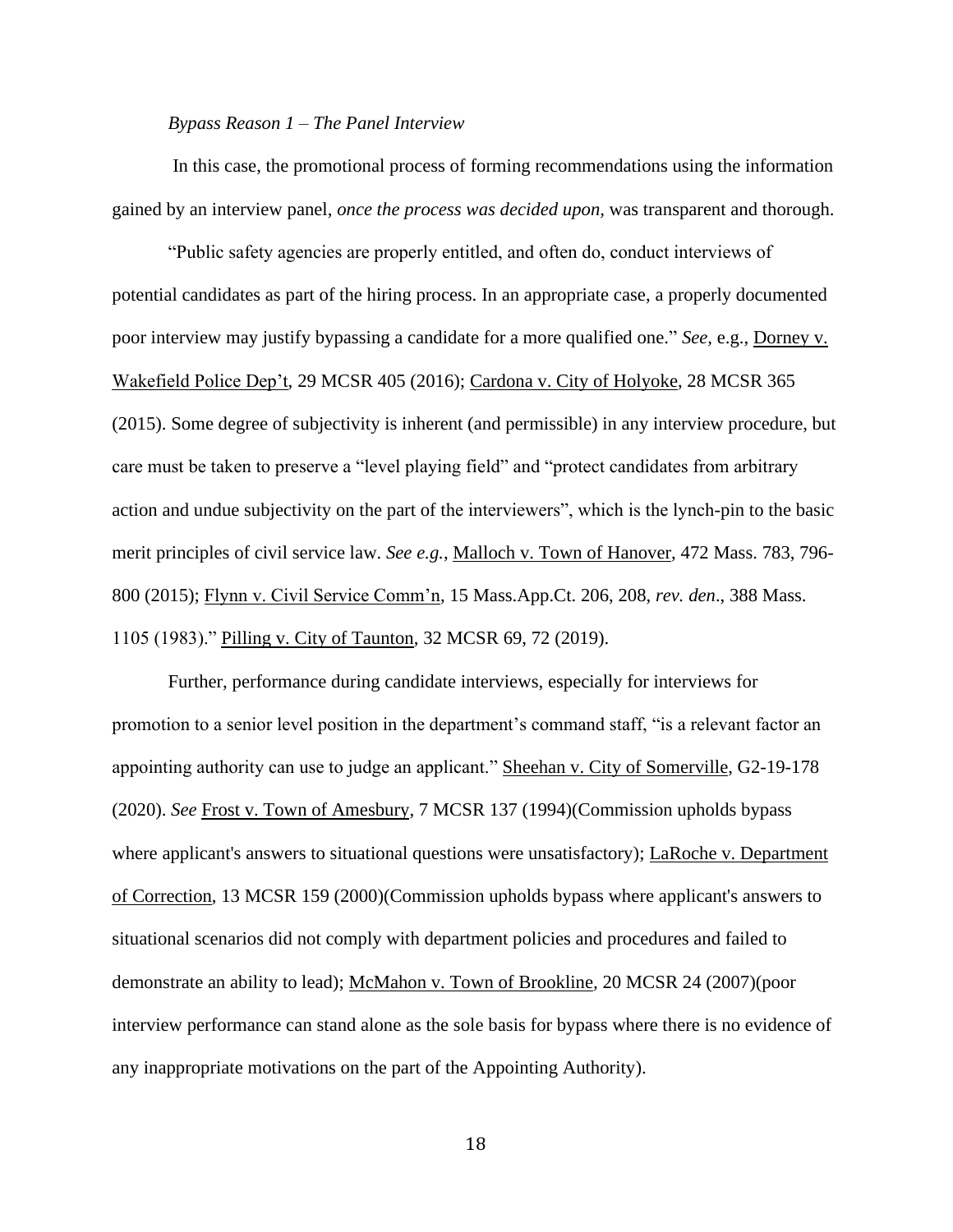*Bypass Reason 1 – The Panel Interview*

In this case, the promotional process of forming recommendations using the information gained by an interview panel, *once the process was decided upon*, was transparent and thorough.

"Public safety agencies are properly entitled, and often do, conduct interviews of potential candidates as part of the hiring process. In an appropriate case, a properly documented poor interview may justify bypassing a candidate for a more qualified one." *See*, e.g., Dorney v. Wakefield Police Dep't, 29 MCSR 405 (2016); Cardona v. City of Holyoke, 28 MCSR 365 (2015). Some degree of subjectivity is inherent (and permissible) in any interview procedure, but care must be taken to preserve a "level playing field" and "protect candidates from arbitrary action and undue subjectivity on the part of the interviewers", which is the lynch-pin to the basic merit principles of civil service law. *See e.g.*, Malloch v. Town of Hanover, 472 Mass. 783, 796-800 (2015); Flynn v. Civil Service Comm'n, 15 Mass.App.Ct. 206, 208, *rev. den*., 388 Mass. 1105 (1983)." Pilling v. City of Taunton, 32 MCSR 69, 72 (2019).

Further, performance during candidate interviews, especially for interviews for promotion to a senior level position in the department's command staff, "is a relevant factor an appointing authority can use to judge an applicant." Sheehan v. City of Somerville, G2-19-178 (2020). *See* Frost v. Town of Amesbury, 7 MCSR 137 (1994)(Commission upholds bypass where applicant's answers to situational questions were unsatisfactory); LaRoche v. Department of Correction, 13 MCSR 159 (2000)(Commission upholds bypass where applicant's answers to situational scenarios did not comply with department policies and procedures and failed to demonstrate an ability to lead); McMahon v. Town of Brookline, 20 MCSR 24 (2007)(poor interview performance can stand alone as the sole basis for bypass where there is no evidence of any inappropriate motivations on the part of the Appointing Authority).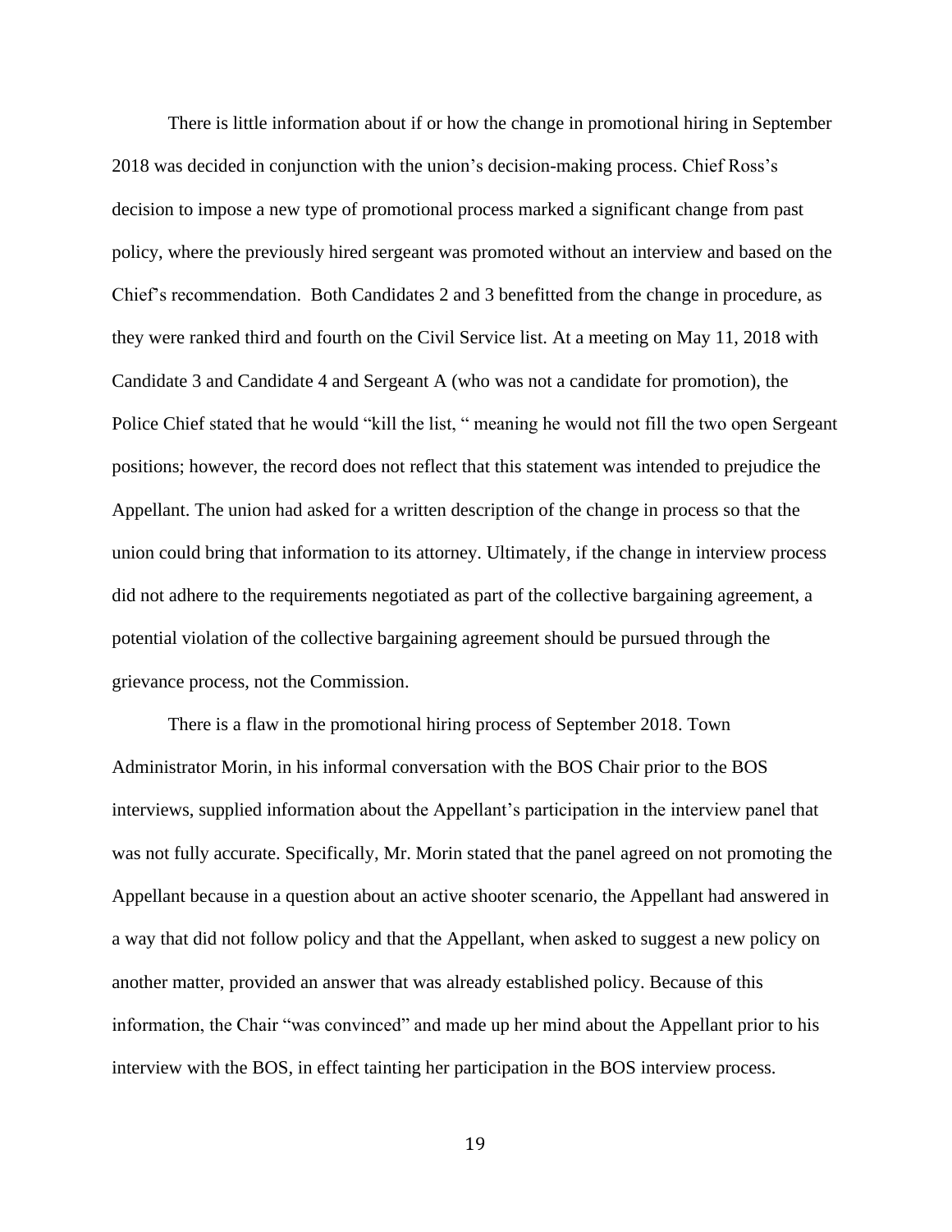There is little information about if or how the change in promotional hiring in September 2018 was decided in conjunction with the union's decision-making process. Chief Ross's decision to impose a new type of promotional process marked a significant change from past policy, where the previously hired sergeant was promoted without an interview and based on the Chief's recommendation. Both Candidates 2 and 3 benefitted from the change in procedure, as they were ranked third and fourth on the Civil Service list. At a meeting on May 11, 2018 with Candidate 3 and Candidate 4 and Sergeant A (who was not a candidate for promotion), the Police Chief stated that he would "kill the list, " meaning he would not fill the two open Sergeant positions; however, the record does not reflect that this statement was intended to prejudice the Appellant. The union had asked for a written description of the change in process so that the union could bring that information to its attorney. Ultimately, if the change in interview process did not adhere to the requirements negotiated as part of the collective bargaining agreement, a potential violation of the collective bargaining agreement should be pursued through the grievance process, not the Commission.

There is a flaw in the promotional hiring process of September 2018. Town Administrator Morin, in his informal conversation with the BOS Chair prior to the BOS interviews, supplied information about the Appellant's participation in the interview panel that was not fully accurate. Specifically, Mr. Morin stated that the panel agreed on not promoting the Appellant because in a question about an active shooter scenario, the Appellant had answered in a way that did not follow policy and that the Appellant, when asked to suggest a new policy on another matter, provided an answer that was already established policy. Because of this information, the Chair "was convinced" and made up her mind about the Appellant prior to his interview with the BOS, in effect tainting her participation in the BOS interview process.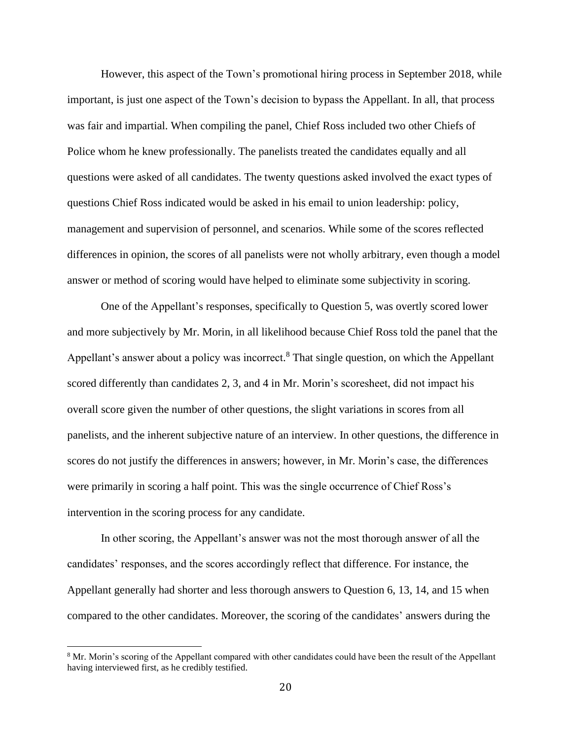However, this aspect of the Town's promotional hiring process in September 2018, while important, is just one aspect of the Town's decision to bypass the Appellant. In all, that process was fair and impartial. When compiling the panel, Chief Ross included two other Chiefs of Police whom he knew professionally. The panelists treated the candidates equally and all questions were asked of all candidates. The twenty questions asked involved the exact types of questions Chief Ross indicated would be asked in his email to union leadership: policy, management and supervision of personnel, and scenarios. While some of the scores reflected differences in opinion, the scores of all panelists were not wholly arbitrary, even though a model answer or method of scoring would have helped to eliminate some subjectivity in scoring.

One of the Appellant's responses, specifically to Question 5, was overtly scored lower and more subjectively by Mr. Morin, in all likelihood because Chief Ross told the panel that the Appellant's answer about a policy was incorrect.[8] That single question, on which the Appellant scored differently than candidates 2, 3, and 4 in Mr. Morin's scoresheet, did not impact his overall score given the number of other questions, the slight variations in scores from all panelists, and the inherent subjective nature of an interview. In other questions, the difference in scores do not justify the differences in answers; however, in Mr. Morin's case, the differences were primarily in scoring a half point. This was the single occurrence of Chief Ross's intervention in the scoring process for any candidate.

In other scoring, the Appellant's answer was not the most thorough answer of all the candidates' responses, and the scores accordingly reflect that difference. For instance, the Appellant generally had shorter and less thorough answers to Question 6, 13, 14, and 15 when compared to the other candidates. Moreover, the scoring of the candidates' answers during the

---

[8] Mr. Morin's scoring of the Appellant compared with other candidates could have been the result of the Appellant having interviewed first, as he credibly testified.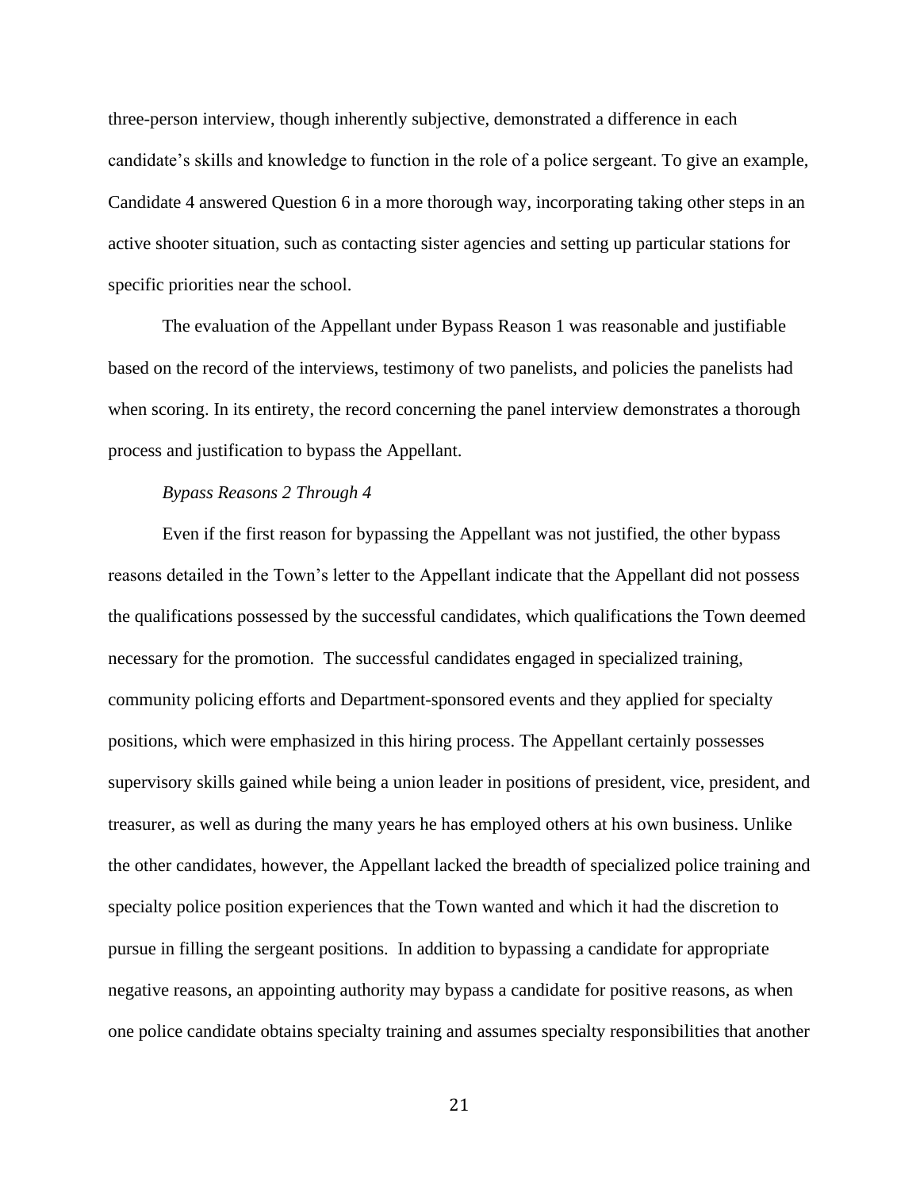three-person interview, though inherently subjective, demonstrated a difference in each candidate's skills and knowledge to function in the role of a police sergeant. To give an example, Candidate 4 answered Question 6 in a more thorough way, incorporating taking other steps in an active shooter situation, such as contacting sister agencies and setting up particular stations for specific priorities near the school.

The evaluation of the Appellant under Bypass Reason 1 was reasonable and justifiable based on the record of the interviews, testimony of two panelists, and policies the panelists had when scoring. In its entirety, the record concerning the panel interview demonstrates a thorough process and justification to bypass the Appellant.

*Bypass Reasons 2 Through 4*

Even if the first reason for bypassing the Appellant was not justified, the other bypass reasons detailed in the Town's letter to the Appellant indicate that the Appellant did not possess the qualifications possessed by the successful candidates, which qualifications the Town deemed necessary for the promotion. The successful candidates engaged in specialized training, community policing efforts and Department-sponsored events and they applied for specialty positions, which were emphasized in this hiring process. The Appellant certainly possesses supervisory skills gained while being a union leader in positions of president, vice, president, and treasurer, as well as during the many years he has employed others at his own business. Unlike the other candidates, however, the Appellant lacked the breadth of specialized police training and specialty police position experiences that the Town wanted and which it had the discretion to pursue in filling the sergeant positions. In addition to bypassing a candidate for appropriate negative reasons, an appointing authority may bypass a candidate for positive reasons, as when one police candidate obtains specialty training and assumes specialty responsibilities that another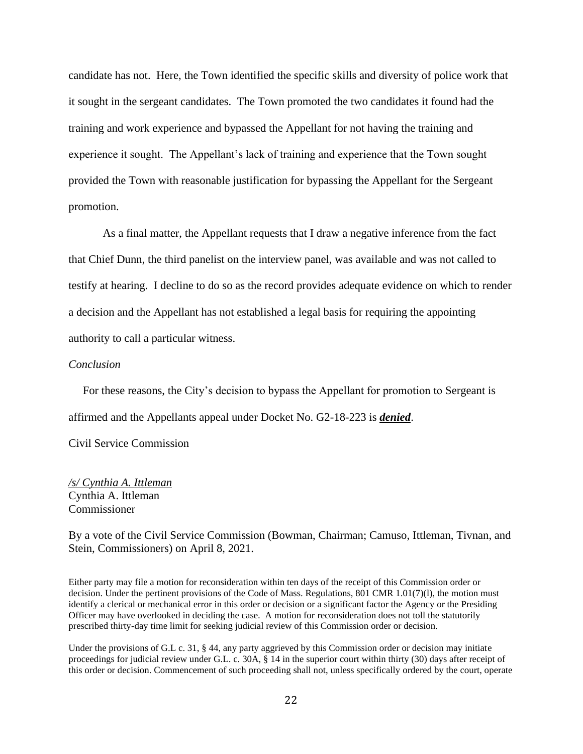candidate has not. Here, the Town identified the specific skills and diversity of police work that it sought in the sergeant candidates. The Town promoted the two candidates it found had the training and work experience and bypassed the Appellant for not having the training and experience it sought. The Appellant's lack of training and experience that the Town sought provided the Town with reasonable justification for bypassing the Appellant for the Sergeant promotion.

As a final matter, the Appellant requests that I draw a negative inference from the fact that Chief Dunn, the third panelist on the interview panel, was available and was not called to testify at hearing. I decline to do so as the record provides adequate evidence on which to render a decision and the Appellant has not established a legal basis for requiring the appointing authority to call a particular witness.

*Conclusion*

For these reasons, the City's decision to bypass the Appellant for promotion to Sergeant is affirmed and the Appellants appeal under Docket No. G2-18-223 is ***denied***.

Civil Service Commission

*/s/ Cynthia A. Ittleman*
Cynthia A. Ittleman
Commissioner

By a vote of the Civil Service Commission (Bowman, Chairman; Camuso, Ittleman, Tivnan, and Stein, Commissioners) on April 8, 2021.

Either party may file a motion for reconsideration within ten days of the receipt of this Commission order or decision. Under the pertinent provisions of the Code of Mass. Regulations, 801 CMR 1.01(7)(l), the motion must identify a clerical or mechanical error in this order or decision or a significant factor the Agency or the Presiding Officer may have overlooked in deciding the case. A motion for reconsideration does not toll the statutorily prescribed thirty-day time limit for seeking judicial review of this Commission order or decision.

Under the provisions of G.L c. 31, § 44, any party aggrieved by this Commission order or decision may initiate proceedings for judicial review under G.L. c. 30A, § 14 in the superior court within thirty (30) days after receipt of this order or decision. Commencement of such proceeding shall not, unless specifically ordered by the court, operate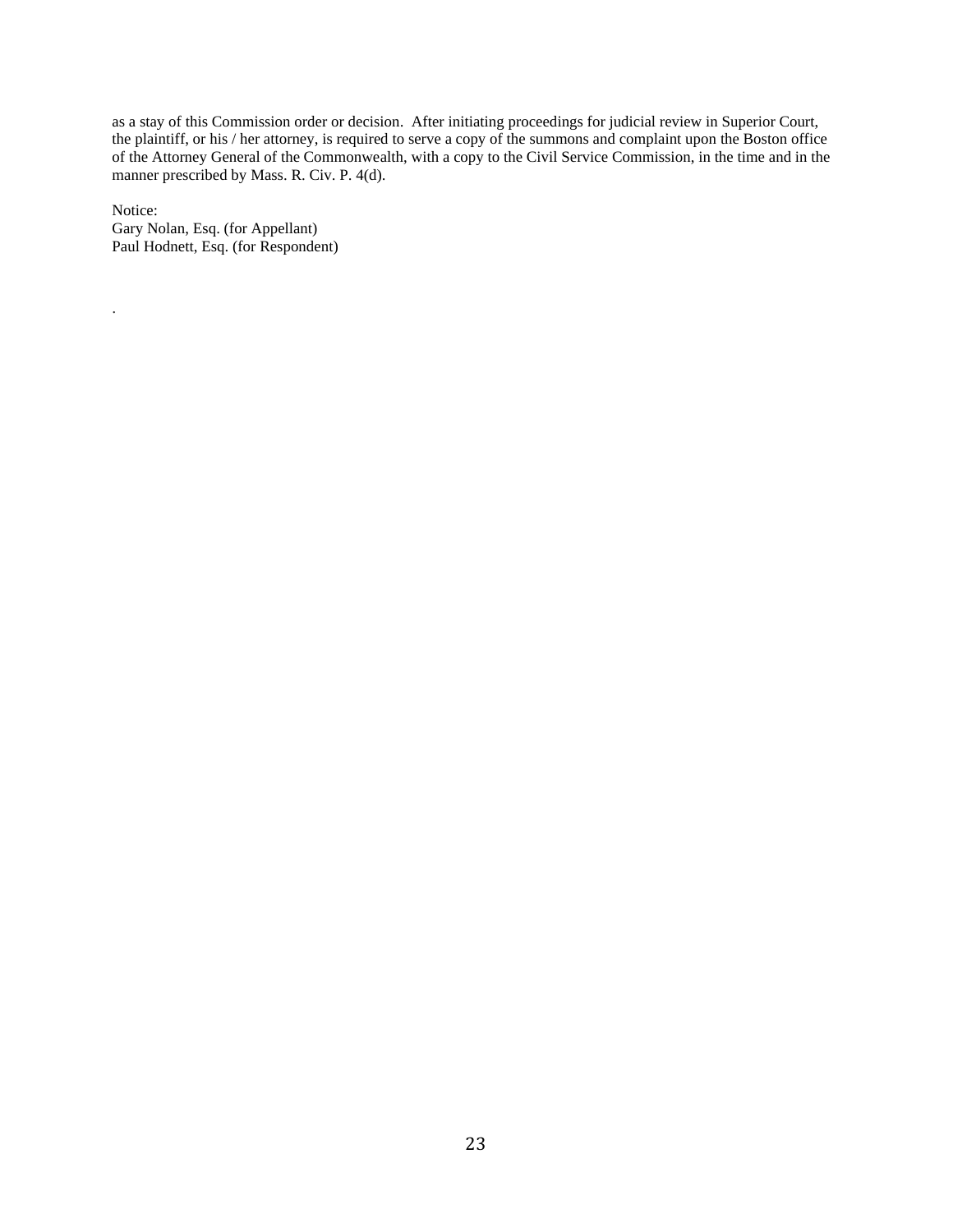as a stay of this Commission order or decision. After initiating proceedings for judicial review in Superior Court, the plaintiff, or his / her attorney, is required to serve a copy of the summons and complaint upon the Boston office of the Attorney General of the Commonwealth, with a copy to the Civil Service Commission, in the time and in the manner prescribed by Mass. R. Civ. P. 4(d).

Notice:  
Gary Nolan, Esq. (for Appellant)  
Paul Hodnett, Esq. (for Respondent)

.